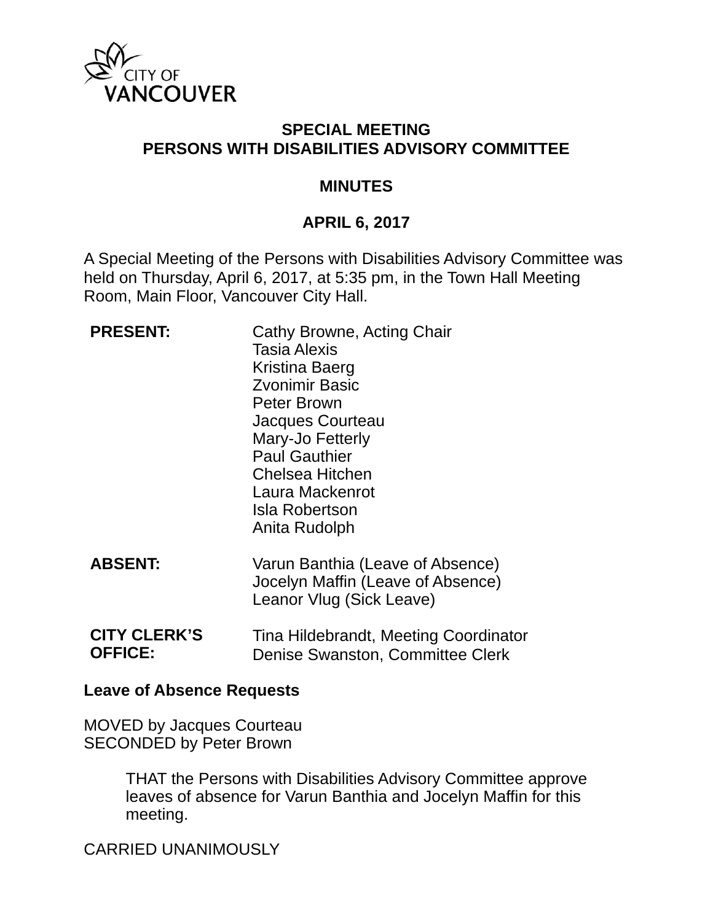CITY OF VANCOUVER

# SPECIAL MEETING
# PERSONS WITH DISABILITIES ADVISORY COMMITTEE

## MINUTES

## APRIL 6, 2017

A Special Meeting of the Persons with Disabilities Advisory Committee was held on Thursday, April 6, 2017, at 5:35 pm, in the Town Hall Meeting Room, Main Floor, Vancouver City Hall.

| | |
|---|---|
| **PRESENT:** | Cathy Browne, Acting Chair<br>Tasia Alexis<br>Kristina Baerg<br>Zvonimir Basic<br>Peter Brown<br>Jacques Courteau<br>Mary-Jo Fetterly<br>Paul Gauthier<br>Chelsea Hitchen<br>Laura Mackenrot<br>Isla Robertson<br>Anita Rudolph |
| **ABSENT:** | Varun Banthia (Leave of Absence)<br>Jocelyn Maffin (Leave of Absence)<br>Leanor Vlug (Sick Leave) |
| **CITY CLERK'S OFFICE:** | Tina Hildebrandt, Meeting Coordinator<br>Denise Swanston, Committee Clerk |

**Leave of Absence Requests**

MOVED by Jacques Courteau
SECONDED by Peter Brown

> THAT the Persons with Disabilities Advisory Committee approve leaves of absence for Varun Banthia and Jocelyn Maffin for this meeting.

CARRIED UNANIMOUSLY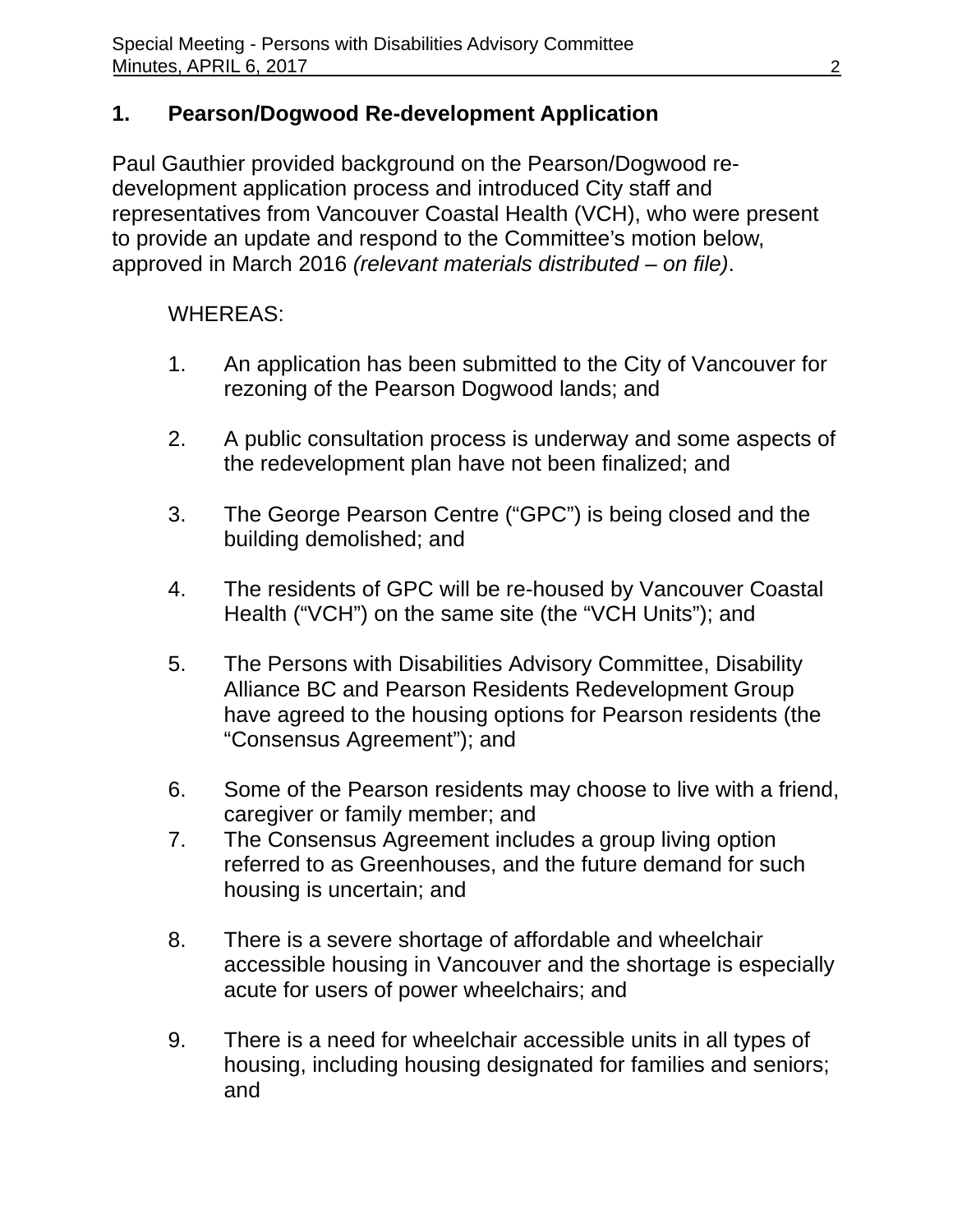## 1. Pearson/Dogwood Re-development Application

Paul Gauthier provided background on the Pearson/Dogwood re-development application process and introduced City staff and representatives from Vancouver Coastal Health (VCH), who were present to provide an update and respond to the Committee's motion below, approved in March 2016 *(relevant materials distributed – on file)*.

WHEREAS:

1. An application has been submitted to the City of Vancouver for rezoning of the Pearson Dogwood lands; and

2. A public consultation process is underway and some aspects of the redevelopment plan have not been finalized; and

3. The George Pearson Centre ("GPC") is being closed and the building demolished; and

4. The residents of GPC will be re-housed by Vancouver Coastal Health ("VCH") on the same site (the "VCH Units"); and

5. The Persons with Disabilities Advisory Committee, Disability Alliance BC and Pearson Residents Redevelopment Group have agreed to the housing options for Pearson residents (the "Consensus Agreement"); and

6. Some of the Pearson residents may choose to live with a friend, caregiver or family member; and

7. The Consensus Agreement includes a group living option referred to as Greenhouses, and the future demand for such housing is uncertain; and

8. There is a severe shortage of affordable and wheelchair accessible housing in Vancouver and the shortage is especially acute for users of power wheelchairs; and

9. There is a need for wheelchair accessible units in all types of housing, including housing designated for families and seniors; and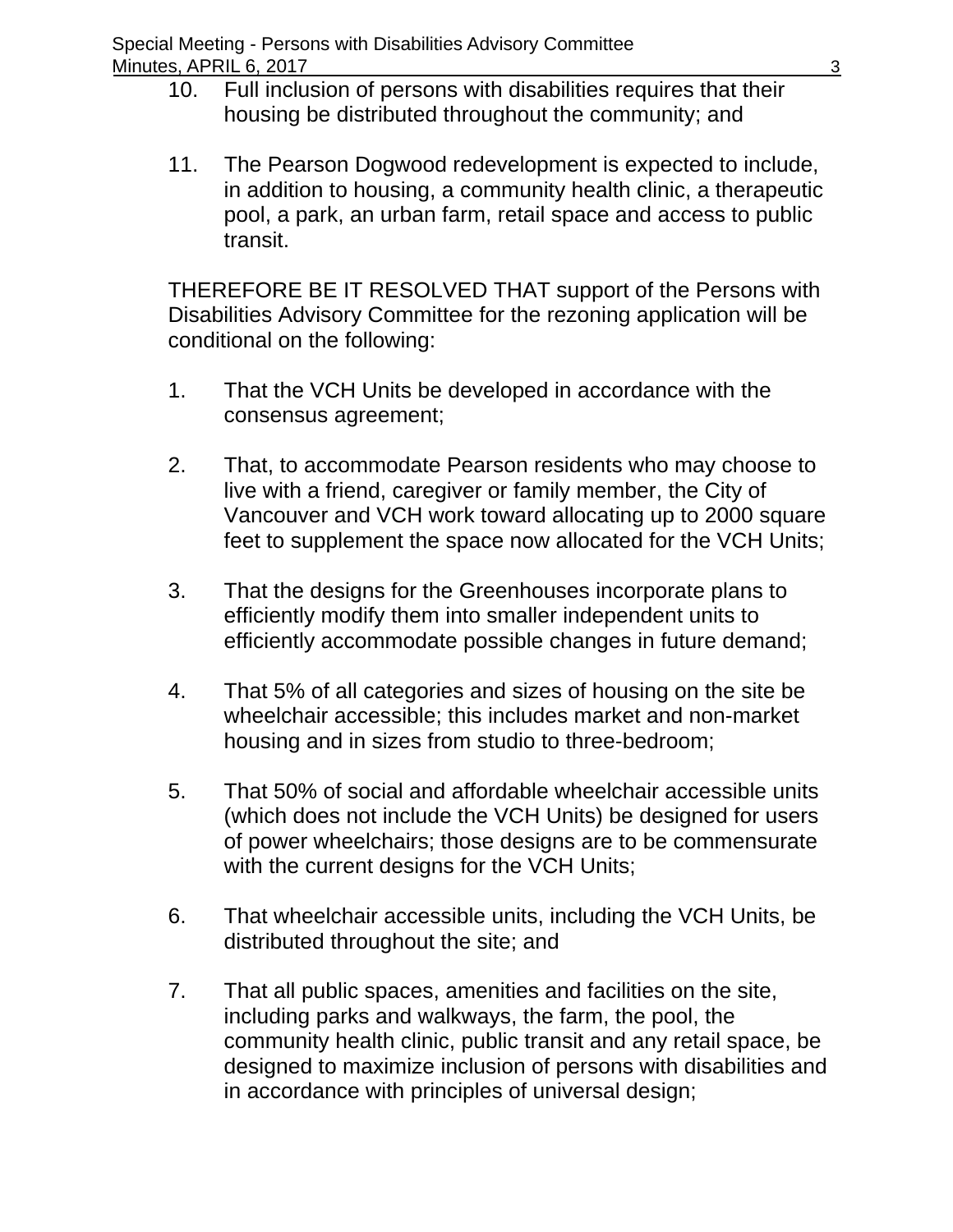10. Full inclusion of persons with disabilities requires that their housing be distributed throughout the community; and

11. The Pearson Dogwood redevelopment is expected to include, in addition to housing, a community health clinic, a therapeutic pool, a park, an urban farm, retail space and access to public transit.

THEREFORE BE IT RESOLVED THAT support of the Persons with Disabilities Advisory Committee for the rezoning application will be conditional on the following:

1. That the VCH Units be developed in accordance with the consensus agreement;

2. That, to accommodate Pearson residents who may choose to live with a friend, caregiver or family member, the City of Vancouver and VCH work toward allocating up to 2000 square feet to supplement the space now allocated for the VCH Units;

3. That the designs for the Greenhouses incorporate plans to efficiently modify them into smaller independent units to efficiently accommodate possible changes in future demand;

4. That 5% of all categories and sizes of housing on the site be wheelchair accessible; this includes market and non-market housing and in sizes from studio to three-bedroom;

5. That 50% of social and affordable wheelchair accessible units (which does not include the VCH Units) be designed for users of power wheelchairs; those designs are to be commensurate with the current designs for the VCH Units;

6. That wheelchair accessible units, including the VCH Units, be distributed throughout the site; and

7. That all public spaces, amenities and facilities on the site, including parks and walkways, the farm, the pool, the community health clinic, public transit and any retail space, be designed to maximize inclusion of persons with disabilities and in accordance with principles of universal design;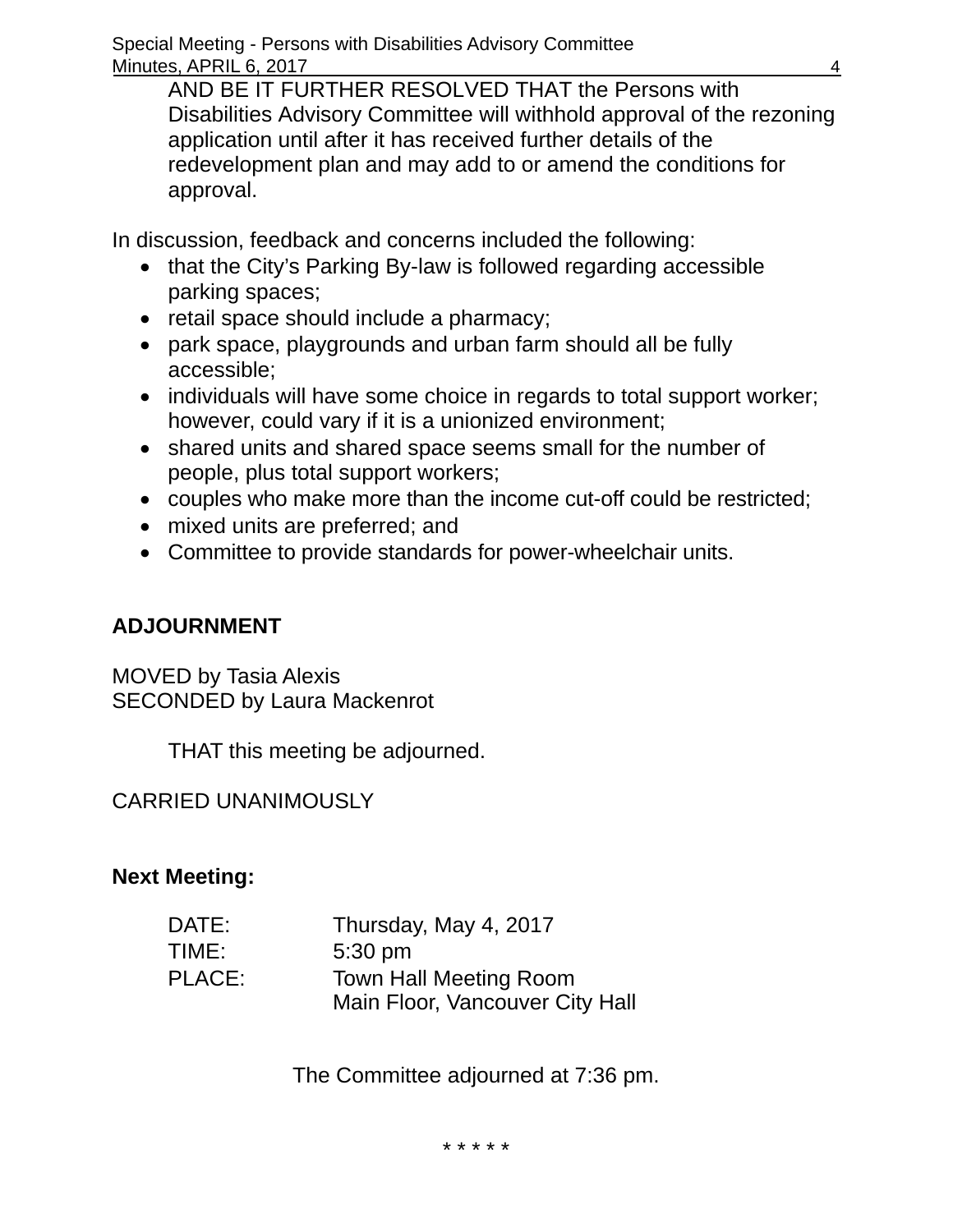AND BE IT FURTHER RESOLVED THAT the Persons with Disabilities Advisory Committee will withhold approval of the rezoning application until after it has received further details of the redevelopment plan and may add to or amend the conditions for approval.

In discussion, feedback and concerns included the following:

- that the City's Parking By-law is followed regarding accessible parking spaces;
- retail space should include a pharmacy;
- park space, playgrounds and urban farm should all be fully accessible;
- individuals will have some choice in regards to total support worker; however, could vary if it is a unionized environment;
- shared units and shared space seems small for the number of people, plus total support workers;
- couples who make more than the income cut-off could be restricted;
- mixed units are preferred; and
- Committee to provide standards for power-wheelchair units.

**ADJOURNMENT**

MOVED by Tasia Alexis
SECONDED by Laura Mackenrot

THAT this meeting be adjourned.

CARRIED UNANIMOUSLY

**Next Meeting:**

| | |
|---|---|
| DATE: | Thursday, May 4, 2017 |
| TIME: | 5:30 pm |
| PLACE: | Town Hall Meeting Room<br>Main Floor, Vancouver City Hall |

The Committee adjourned at 7:36 pm.

* * * * *